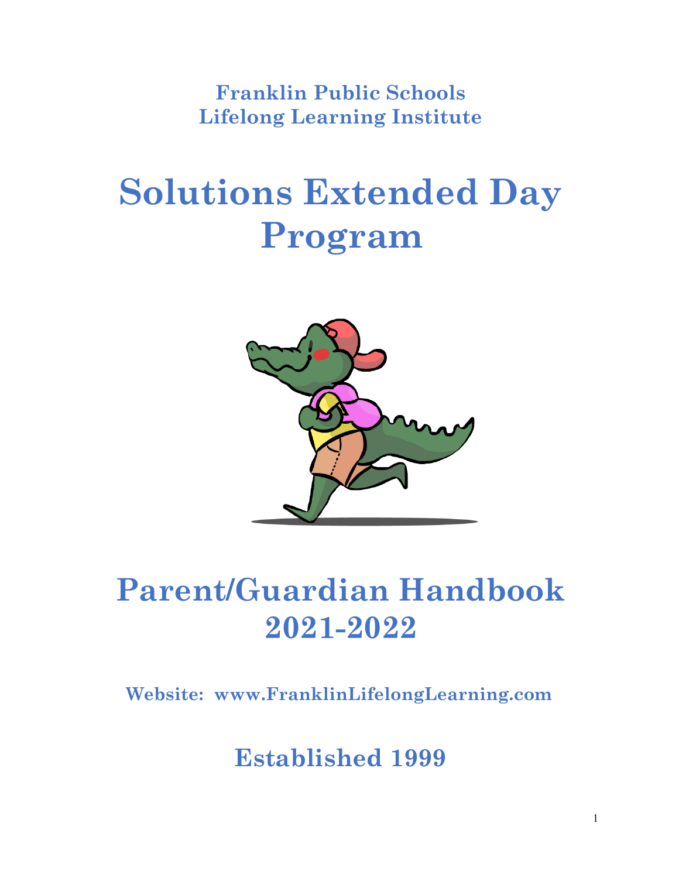**Franklin Public Schools**
**Lifelong Learning Institute**

# Solutions Extended Day Program

# Parent/Guardian Handbook 2021-2022

**Website: www.FranklinLifelongLearning.com**

## Established 1999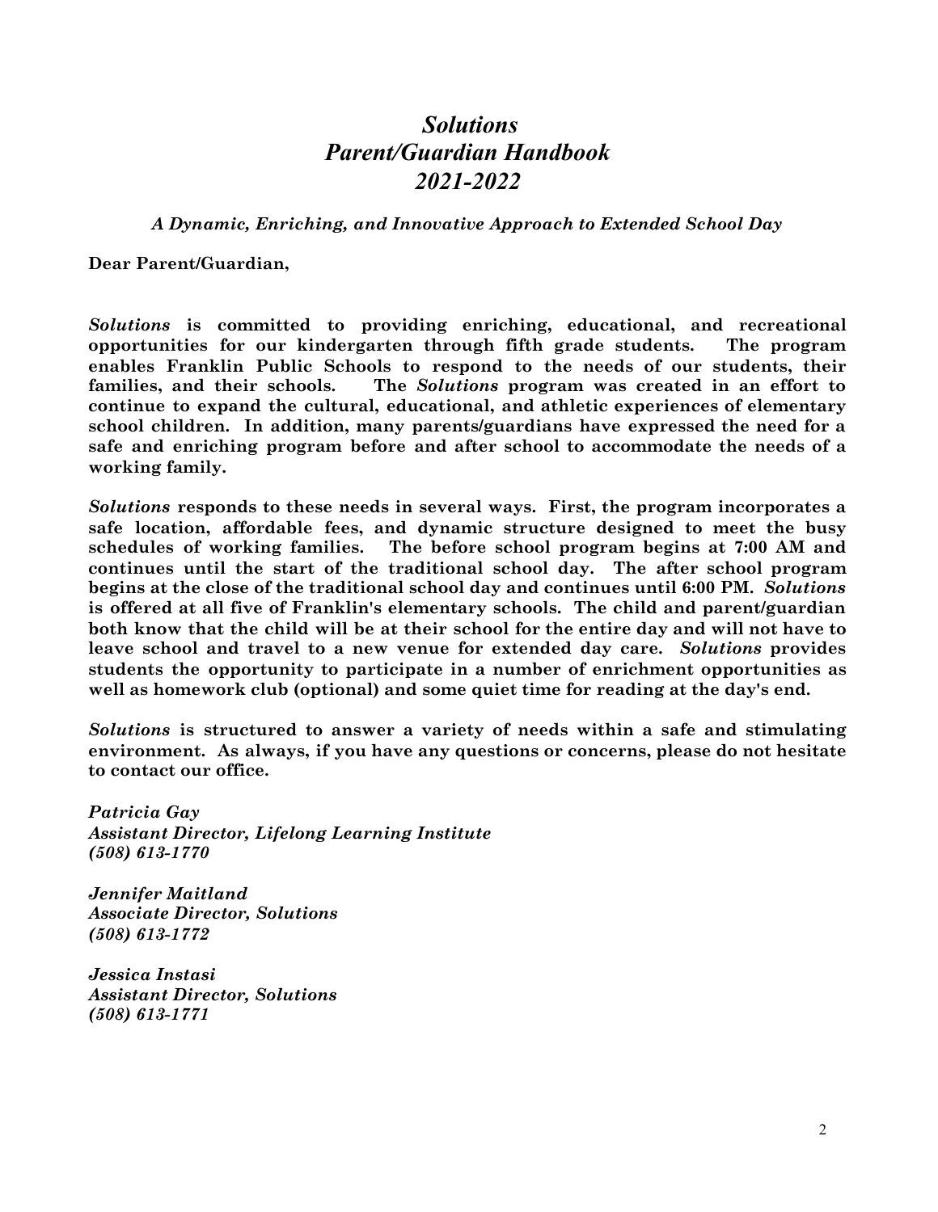# *Solutions*
# *Parent/Guardian Handbook*
# *2021-2022*

***A Dynamic, Enriching, and Innovative Approach to Extended School Day***

**Dear Parent/Guardian,**

***Solutions*** **is committed to providing enriching, educational, and recreational opportunities for our kindergarten through fifth grade students. The program enables Franklin Public Schools to respond to the needs of our students, their families, and their schools. The** ***Solutions*** **program was created in an effort to continue to expand the cultural, educational, and athletic experiences of elementary school children. In addition, many parents/guardians have expressed the need for a safe and enriching program before and after school to accommodate the needs of a working family.**

***Solutions*** **responds to these needs in several ways. First, the program incorporates a safe location, affordable fees, and dynamic structure designed to meet the busy schedules of working families. The before school program begins at 7:00 AM and continues until the start of the traditional school day. The after school program begins at the close of the traditional school day and continues until 6:00 PM.** ***Solutions*** **is offered at all five of Franklin's elementary schools. The child and parent/guardian both know that the child will be at their school for the entire day and will not have to leave school and travel to a new venue for extended day care.** ***Solutions*** **provides students the opportunity to participate in a number of enrichment opportunities as well as homework club (optional) and some quiet time for reading at the day's end.**

***Solutions*** **is structured to answer a variety of needs within a safe and stimulating environment. As always, if you have any questions or concerns, please do not hesitate to contact our office.**

***Patricia Gay***
***Assistant Director, Lifelong Learning Institute***
***(508) 613-1770***

***Jennifer Maitland***
***Associate Director, Solutions***
***(508) 613-1772***

***Jessica Instasi***
***Assistant Director, Solutions***
***(508) 613-1771***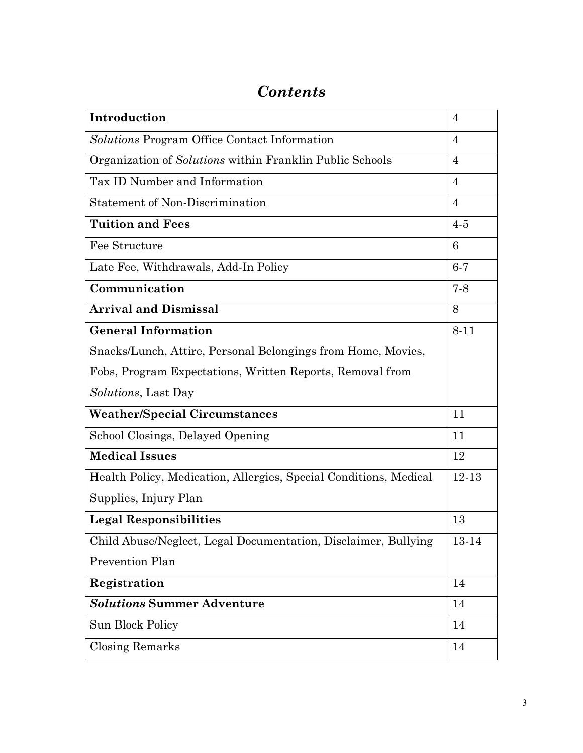# *Contents*

| | |
|---|---|
| **Introduction** | 4 |
| *Solutions* Program Office Contact Information | 4 |
| Organization of *Solutions* within Franklin Public Schools | 4 |
| Tax ID Number and Information | 4 |
| Statement of Non-Discrimination | 4 |
| **Tuition and Fees** | 4-5 |
| Fee Structure | 6 |
| Late Fee, Withdrawals, Add-In Policy | 6-7 |
| **Communication** | 7-8 |
| **Arrival and Dismissal** | 8 |
| **General Information** Snacks/Lunch, Attire, Personal Belongings from Home, Movies, Fobs, Program Expectations, Written Reports, Removal from *Solutions*, Last Day | 8-11 |
| **Weather/Special Circumstances** | 11 |
| School Closings, Delayed Opening | 11 |
| **Medical Issues** | 12 |
| Health Policy, Medication, Allergies, Special Conditions, Medical Supplies, Injury Plan | 12-13 |
| **Legal Responsibilities** | 13 |
| Child Abuse/Neglect, Legal Documentation, Disclaimer, Bullying Prevention Plan | 13-14 |
| **Registration** | 14 |
| ***Solutions* Summer Adventure** | 14 |
| Sun Block Policy | 14 |
| Closing Remarks | 14 |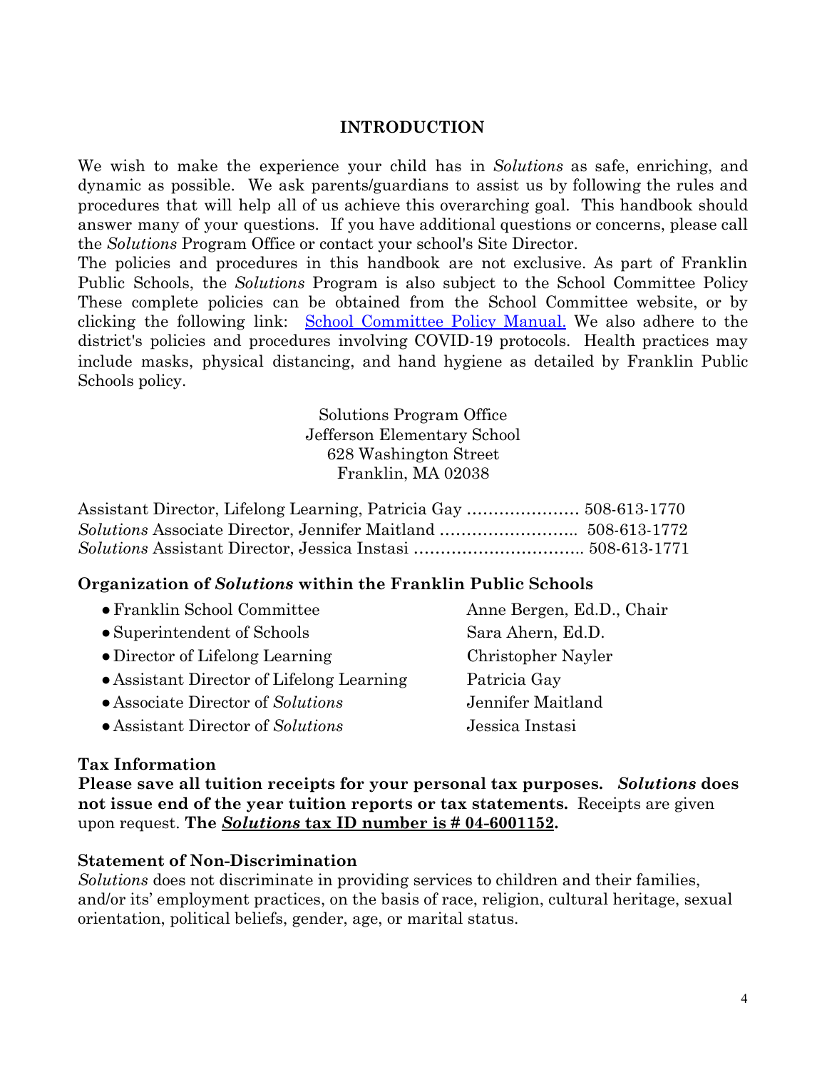## INTRODUCTION

We wish to make the experience your child has in *Solutions* as safe, enriching, and dynamic as possible. We ask parents/guardians to assist us by following the rules and procedures that will help all of us achieve this overarching goal. This handbook should answer many of your questions. If you have additional questions or concerns, please call the *Solutions* Program Office or contact your school's Site Director.
The policies and procedures in this handbook are not exclusive. As part of Franklin Public Schools, the *Solutions* Program is also subject to the School Committee Policy These complete policies can be obtained from the School Committee website, or by clicking the following link: [School Committee Policy Manual.]() We also adhere to the district's policies and procedures involving COVID-19 protocols. Health practices may include masks, physical distancing, and hand hygiene as detailed by Franklin Public Schools policy.

Solutions Program Office
Jefferson Elementary School
628 Washington Street
Franklin, MA 02038

Assistant Director, Lifelong Learning, Patricia Gay ………………… 508-613-1770
*Solutions* Associate Director, Jennifer Maitland …………………….. 508-613-1772
*Solutions* Assistant Director, Jessica Instasi ………………………….. 508-613-1771

### Organization of *Solutions* within the Franklin Public Schools

| | |
|---|---|
| • Franklin School Committee | Anne Bergen, Ed.D., Chair |
| • Superintendent of Schools | Sara Ahern, Ed.D. |
| • Director of Lifelong Learning | Christopher Nayler |
| • Assistant Director of Lifelong Learning | Patricia Gay |
| • Associate Director of *Solutions* | Jennifer Maitland |
| • Assistant Director of *Solutions* | Jessica Instasi |

### Tax Information

**Please save all tuition receipts for your personal tax purposes. *Solutions* does not issue end of the year tuition reports or tax statements.** Receipts are given upon request. **The *Solutions* tax ID number is # 04-6001152.**

### Statement of Non-Discrimination

*Solutions* does not discriminate in providing services to children and their families, and/or its' employment practices, on the basis of race, religion, cultural heritage, sexual orientation, political beliefs, gender, age, or marital status.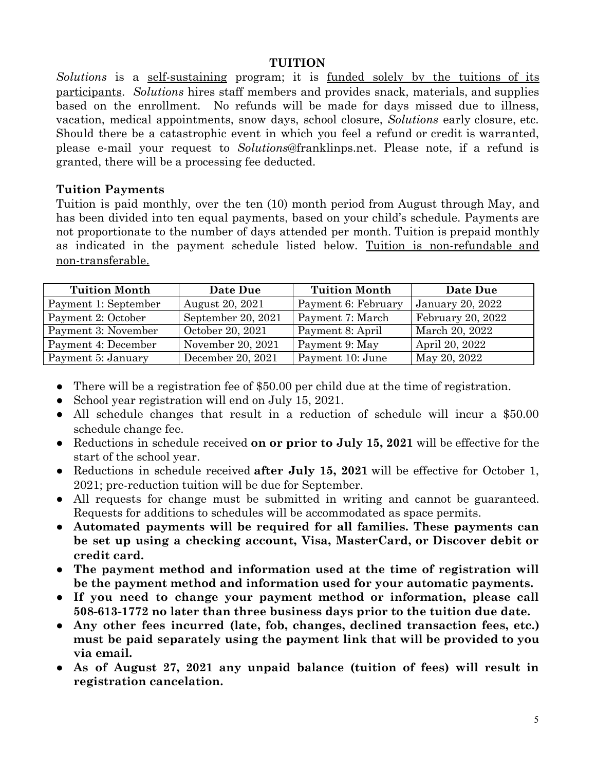## TUITION

*Solutions* is a self-sustaining program; it is funded solely by the tuitions of its participants. *Solutions* hires staff members and provides snack, materials, and supplies based on the enrollment. No refunds will be made for days missed due to illness, vacation, medical appointments, snow days, school closure, *Solutions* early closure, etc. Should there be a catastrophic event in which you feel a refund or credit is warranted, please e-mail your request to *Solutions*@franklinps.net. Please note, if a refund is granted, there will be a processing fee deducted.

### Tuition Payments

Tuition is paid monthly, over the ten (10) month period from August through May, and has been divided into ten equal payments, based on your child's schedule. Payments are not proportionate to the number of days attended per month. Tuition is prepaid monthly as indicated in the payment schedule listed below. Tuition is non-refundable and non-transferable.

| Tuition Month | Date Due | Tuition Month | Date Due |
|---|---|---|---|
| Payment 1: September | August 20, 2021 | Payment 6: February | January 20, 2022 |
| Payment 2: October | September 20, 2021 | Payment 7: March | February 20, 2022 |
| Payment 3: November | October 20, 2021 | Payment 8: April | March 20, 2022 |
| Payment 4: December | November 20, 2021 | Payment 9: May | April 20, 2022 |
| Payment 5: January | December 20, 2021 | Payment 10: June | May 20, 2022 |

- There will be a registration fee of $50.00 per child due at the time of registration.
- School year registration will end on July 15, 2021.
- All schedule changes that result in a reduction of schedule will incur a $50.00 schedule change fee.
- Reductions in schedule received **on or prior to July 15, 2021** will be effective for the start of the school year.
- Reductions in schedule received **after July 15, 2021** will be effective for October 1, 2021; pre-reduction tuition will be due for September.
- All requests for change must be submitted in writing and cannot be guaranteed. Requests for additions to schedules will be accommodated as space permits.
- **Automated payments will be required for all families. These payments can be set up using a checking account, Visa, MasterCard, or Discover debit or credit card.**
- **The payment method and information used at the time of registration will be the payment method and information used for your automatic payments.**
- **If you need to change your payment method or information, please call 508-613-1772 no later than three business days prior to the tuition due date.**
- **Any other fees incurred (late, fob, changes, declined transaction fees, etc.) must be paid separately using the payment link that will be provided to you via email.**
- **As of August 27, 2021 any unpaid balance (tuition of fees) will result in registration cancelation.**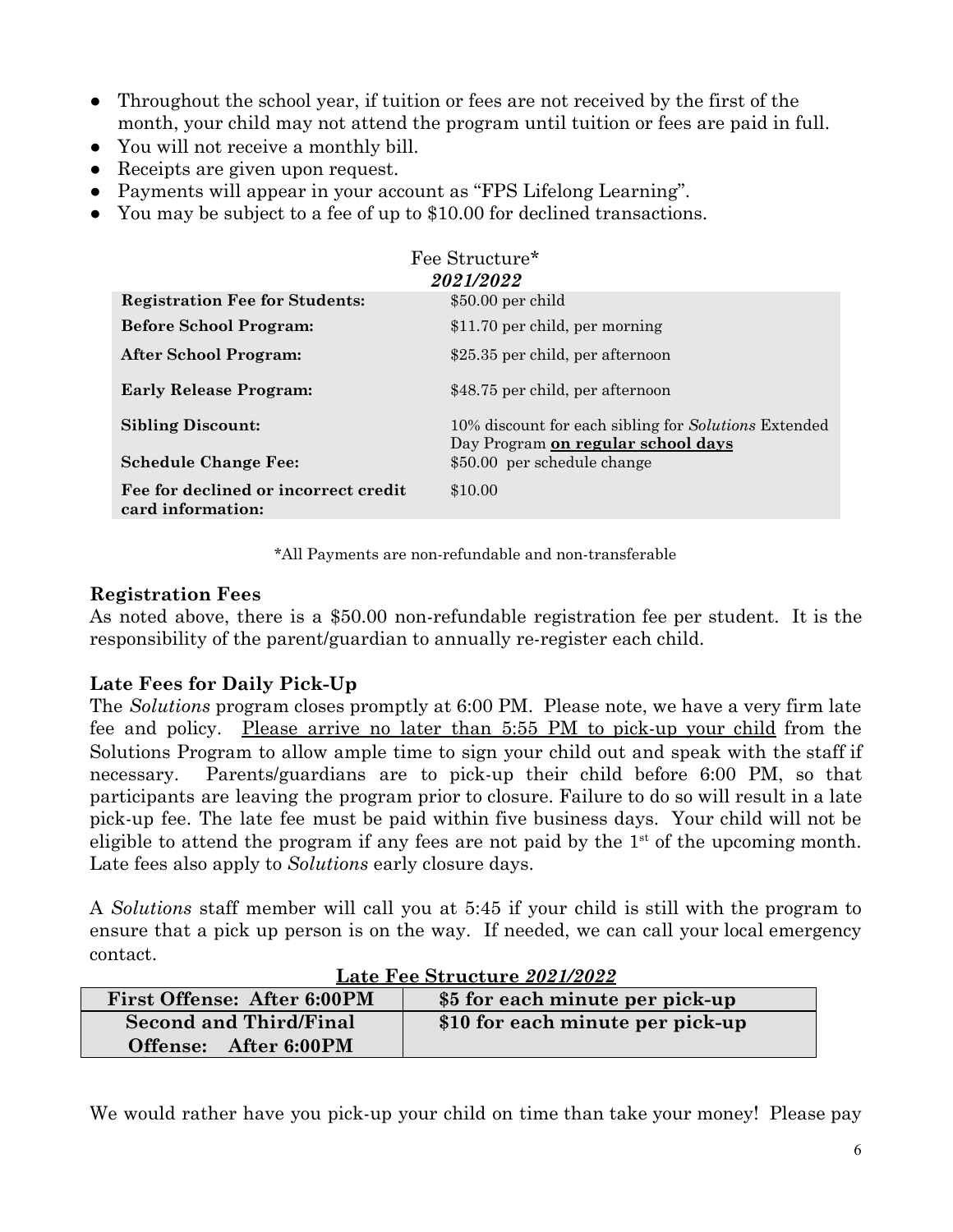- Throughout the school year, if tuition or fees are not received by the first of the month, your child may not attend the program until tuition or fees are paid in full.
- You will not receive a monthly bill.
- Receipts are given upon request.
- Payments will appear in your account as "FPS Lifelong Learning".
- You may be subject to a fee of up to $10.00 for declined transactions.

Fee Structure*
*2021/2022*

| | |
|---|---|
| **Registration Fee for Students:** | $50.00 per child |
| **Before School Program:** | $11.70 per child, per morning |
| **After School Program:** | $25.35 per child, per afternoon |
| **Early Release Program:** | $48.75 per child, per afternoon |
| **Sibling Discount:** | 10% discount for each sibling for *Solutions* Extended Day Program **on regular school days** |
| **Schedule Change Fee:** | $50.00 per schedule change |
| **Fee for declined or incorrect credit card information:** | $10.00 |

*All Payments are non-refundable and non-transferable

### Registration Fees

As noted above, there is a $50.00 non-refundable registration fee per student. It is the responsibility of the parent/guardian to annually re-register each child.

### Late Fees for Daily Pick-Up

The *Solutions* program closes promptly at 6:00 PM. Please note, we have a very firm late fee and policy. <u>Please arrive no later than 5:55 PM to pick-up your child</u> from the Solutions Program to allow ample time to sign your child out and speak with the staff if necessary. Parents/guardians are to pick-up their child before 6:00 PM, so that participants are leaving the program prior to closure. Failure to do so will result in a late pick-up fee. The late fee must be paid within five business days. Your child will not be eligible to attend the program if any fees are not paid by the 1st of the upcoming month. Late fees also apply to *Solutions* early closure days.

A *Solutions* staff member will call you at 5:45 if your child is still with the program to ensure that a pick up person is on the way. If needed, we can call your local emergency contact.

**Late Fee Structure *2021/2022***

| | |
|---|---|
| **First Offense: After 6:00PM** | **$5 for each minute per pick-up** |
| **Second and Third/Final Offense: After 6:00PM** | **$10 for each minute per pick-up** |

We would rather have you pick-up your child on time than take your money! Please pay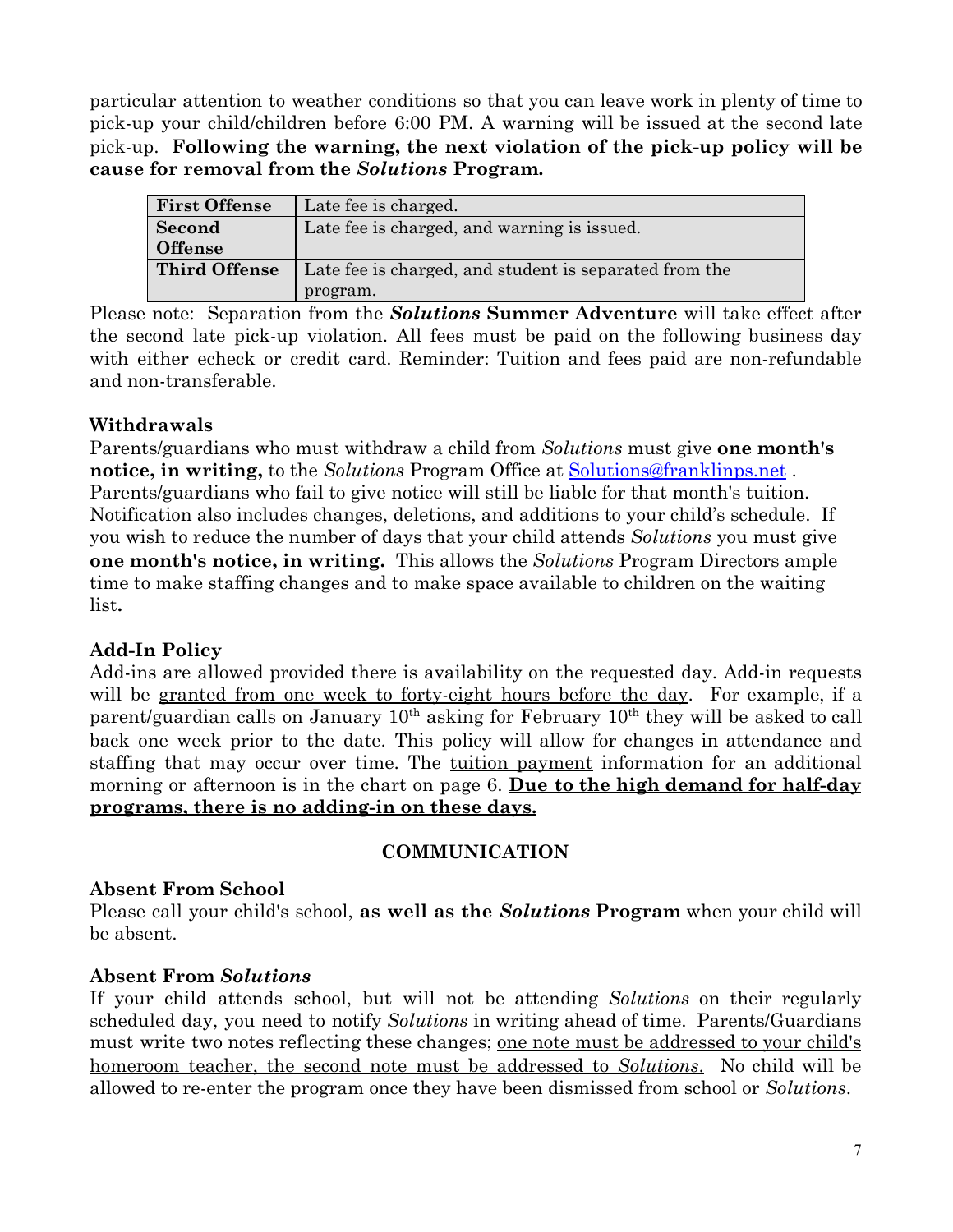particular attention to weather conditions so that you can leave work in plenty of time to pick-up your child/children before 6:00 PM. A warning will be issued at the second late pick-up. **Following the warning, the next violation of the pick-up policy will be cause for removal from the *Solutions* Program.**

| **First Offense** | Late fee is charged. |
| --- | --- |
| **Second Offense** | Late fee is charged, and warning is issued. |
| **Third Offense** | Late fee is charged, and student is separated from the program. |

Please note: Separation from the ***Solutions* Summer Adventure** will take effect after the second late pick-up violation. All fees must be paid on the following business day with either echeck or credit card. Reminder: Tuition and fees paid are non-refundable and non-transferable.

### Withdrawals

Parents/guardians who must withdraw a child from *Solutions* must give **one month's notice, in writing,** to the *Solutions* Program Office at Solutions@franklinps.net . Parents/guardians who fail to give notice will still be liable for that month's tuition. Notification also includes changes, deletions, and additions to your child's schedule. If you wish to reduce the number of days that your child attends *Solutions* you must give **one month's notice, in writing.** This allows the *Solutions* Program Directors ample time to make staffing changes and to make space available to children on the waiting list**.**

### Add-In Policy

Add-ins are allowed provided there is availability on the requested day. Add-in requests will be granted from one week to forty-eight hours before the day. For example, if a parent/guardian calls on January 10th asking for February 10th they will be asked to call back one week prior to the date. This policy will allow for changes in attendance and staffing that may occur over time. The tuition payment information for an additional morning or afternoon is in the chart on page 6. **Due to the high demand for half-day programs, there is no adding-in on these days.**

## COMMUNICATION

### Absent From School

Please call your child's school, **as well as the *Solutions* Program** when your child will be absent.

### Absent From *Solutions*

If your child attends school, but will not be attending *Solutions* on their regularly scheduled day, you need to notify *Solutions* in writing ahead of time. Parents/Guardians must write two notes reflecting these changes; one note must be addressed to your child's homeroom teacher, the second note must be addressed to *Solutions*. No child will be allowed to re-enter the program once they have been dismissed from school or *Solutions*.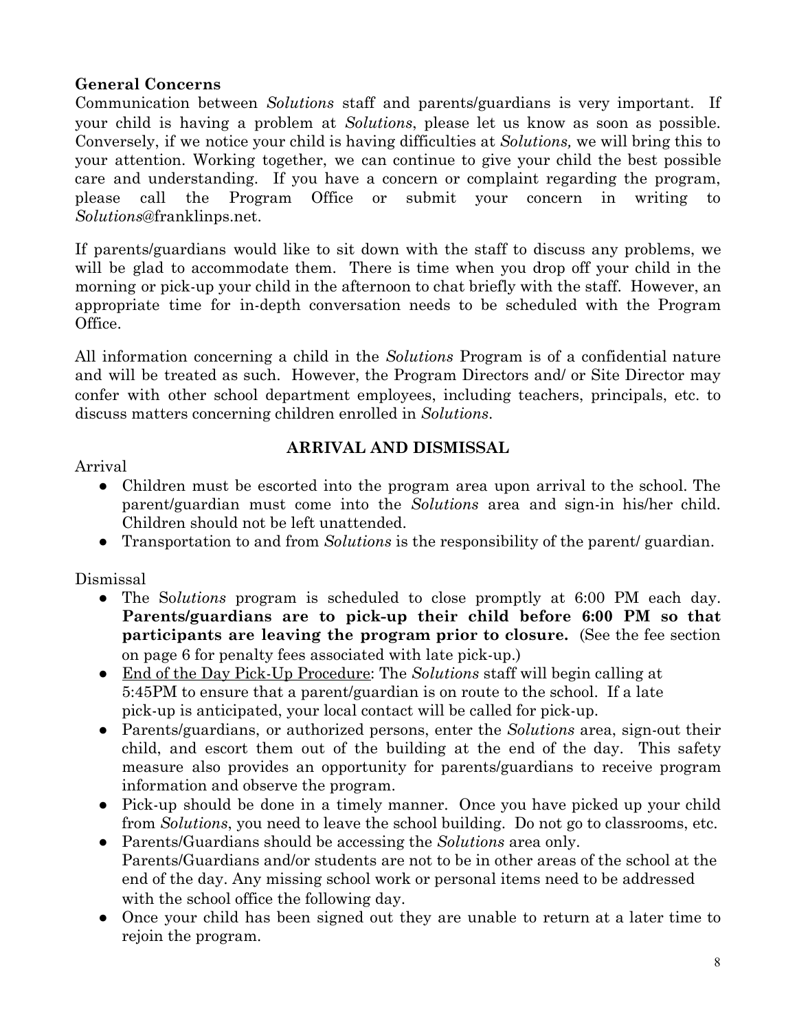### General Concerns

Communication between *Solutions* staff and parents/guardians is very important. If your child is having a problem at *Solutions*, please let us know as soon as possible. Conversely, if we notice your child is having difficulties at *Solutions,* we will bring this to your attention. Working together, we can continue to give your child the best possible care and understanding. If you have a concern or complaint regarding the program, please call the Program Office or submit your concern in writing to *Solutions*@franklinps.net.

If parents/guardians would like to sit down with the staff to discuss any problems, we will be glad to accommodate them. There is time when you drop off your child in the morning or pick-up your child in the afternoon to chat briefly with the staff. However, an appropriate time for in-depth conversation needs to be scheduled with the Program Office.

All information concerning a child in the *Solutions* Program is of a confidential nature and will be treated as such. However, the Program Directors and/ or Site Director may confer with other school department employees, including teachers, principals, etc. to discuss matters concerning children enrolled in *Solutions*.

## ARRIVAL AND DISMISSAL

Arrival

- Children must be escorted into the program area upon arrival to the school. The parent/guardian must come into the *Solutions* area and sign-in his/her child. Children should not be left unattended.
- Transportation to and from *Solutions* is the responsibility of the parent/ guardian.

Dismissal

- The So*lutions* program is scheduled to close promptly at 6:00 PM each day. **Parents/guardians are to pick-up their child before 6:00 PM so that participants are leaving the program prior to closure.** (See the fee section on page 6 for penalty fees associated with late pick-up.)
- <u>End of the Day Pick-Up Procedure</u>: The *Solutions* staff will begin calling at 5:45PM to ensure that a parent/guardian is on route to the school. If a late pick-up is anticipated, your local contact will be called for pick-up.
- Parents/guardians, or authorized persons, enter the *Solutions* area, sign-out their child, and escort them out of the building at the end of the day. This safety measure also provides an opportunity for parents/guardians to receive program information and observe the program.
- Pick-up should be done in a timely manner. Once you have picked up your child from *Solutions*, you need to leave the school building. Do not go to classrooms, etc.
- Parents/Guardians should be accessing the *Solutions* area only. Parents/Guardians and/or students are not to be in other areas of the school at the end of the day. Any missing school work or personal items need to be addressed with the school office the following day.
- Once your child has been signed out they are unable to return at a later time to rejoin the program.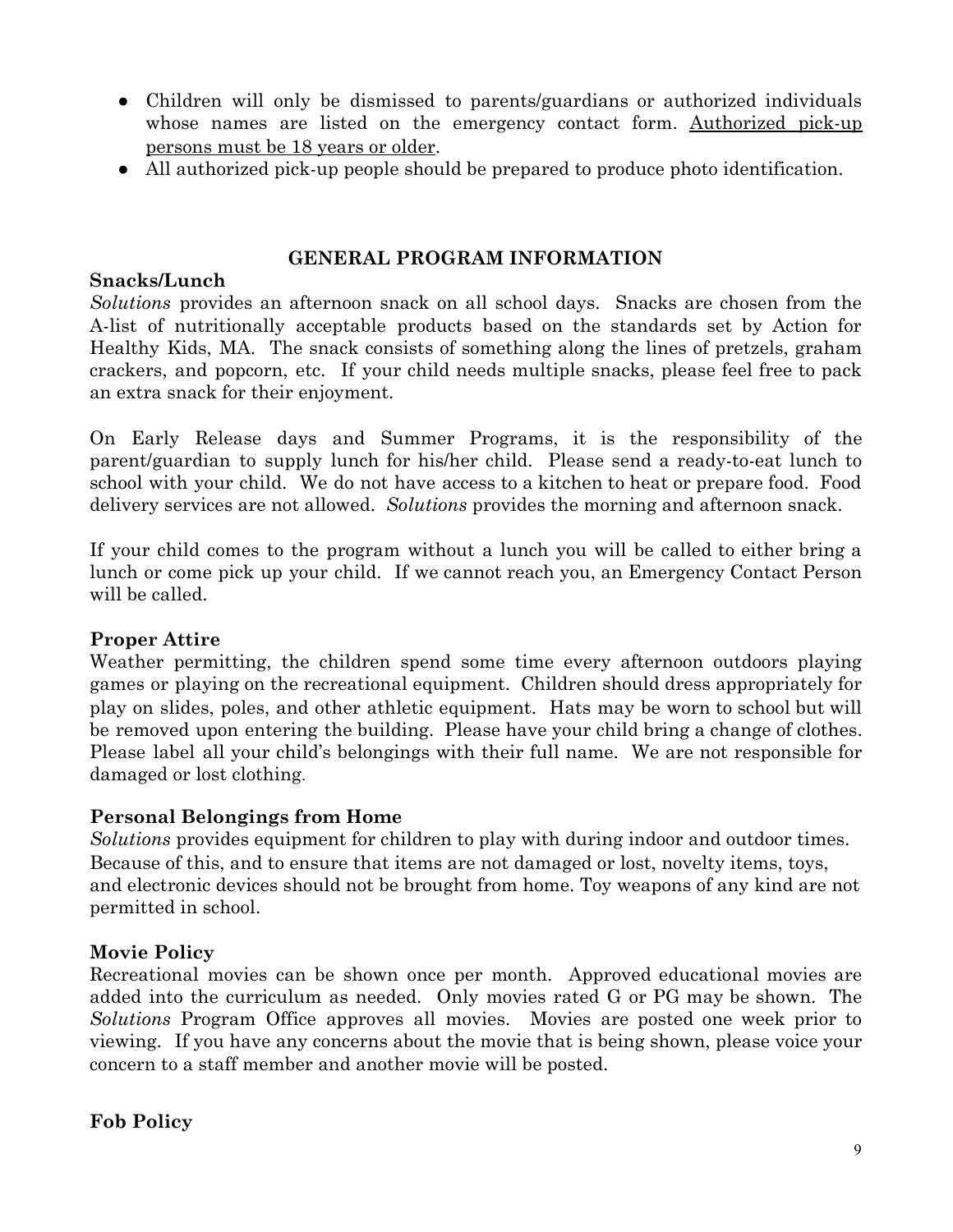- Children will only be dismissed to parents/guardians or authorized individuals whose names are listed on the emergency contact form. <u>Authorized pick-up persons must be 18 years or older</u>.
- All authorized pick-up people should be prepared to produce photo identification.

## GENERAL PROGRAM INFORMATION

### Snacks/Lunch

*Solutions* provides an afternoon snack on all school days. Snacks are chosen from the A-list of nutritionally acceptable products based on the standards set by Action for Healthy Kids, MA. The snack consists of something along the lines of pretzels, graham crackers, and popcorn, etc. If your child needs multiple snacks, please feel free to pack an extra snack for their enjoyment.

On Early Release days and Summer Programs, it is the responsibility of the parent/guardian to supply lunch for his/her child. Please send a ready-to-eat lunch to school with your child. We do not have access to a kitchen to heat or prepare food. Food delivery services are not allowed. *Solutions* provides the morning and afternoon snack.

If your child comes to the program without a lunch you will be called to either bring a lunch or come pick up your child. If we cannot reach you, an Emergency Contact Person will be called.

### Proper Attire

Weather permitting, the children spend some time every afternoon outdoors playing games or playing on the recreational equipment. Children should dress appropriately for play on slides, poles, and other athletic equipment. Hats may be worn to school but will be removed upon entering the building. Please have your child bring a change of clothes. Please label all your child's belongings with their full name. We are not responsible for damaged or lost clothing.

### Personal Belongings from Home

*Solutions* provides equipment for children to play with during indoor and outdoor times. Because of this, and to ensure that items are not damaged or lost, novelty items, toys, and electronic devices should not be brought from home. Toy weapons of any kind are not permitted in school.

### Movie Policy

Recreational movies can be shown once per month. Approved educational movies are added into the curriculum as needed. Only movies rated G or PG may be shown. The *Solutions* Program Office approves all movies. Movies are posted one week prior to viewing. If you have any concerns about the movie that is being shown, please voice your concern to a staff member and another movie will be posted.

### Fob Policy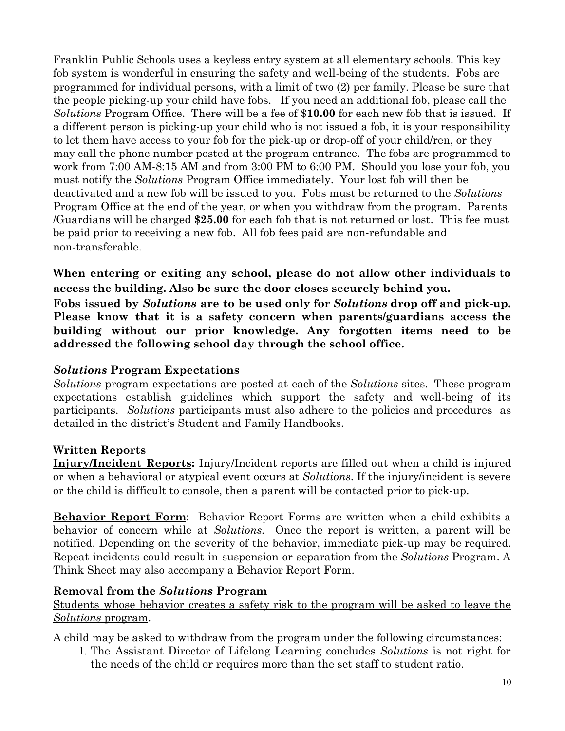Franklin Public Schools uses a keyless entry system at all elementary schools. This key fob system is wonderful in ensuring the safety and well-being of the students. Fobs are programmed for individual persons, with a limit of two (2) per family. Please be sure that the people picking-up your child have fobs. If you need an additional fob, please call the *Solutions* Program Office. There will be a fee of $**10.00** for each new fob that is issued. If a different person is picking-up your child who is not issued a fob, it is your responsibility to let them have access to your fob for the pick-up or drop-off of your child/ren, or they may call the phone number posted at the program entrance. The fobs are programmed to work from 7:00 AM-8:15 AM and from 3:00 PM to 6:00 PM. Should you lose your fob, you must notify the *Solutions* Program Office immediately. Your lost fob will then be deactivated and a new fob will be issued to you. Fobs must be returned to the *Solutions* Program Office at the end of the year, or when you withdraw from the program. Parents /Guardians will be charged **$25.00** for each fob that is not returned or lost. This fee must be paid prior to receiving a new fob. All fob fees paid are non-refundable and non-transferable.

**When entering or exiting any school, please do not allow other individuals to access the building. Also be sure the door closes securely behind you.**

**Fobs issued by *Solutions* are to be used only for *Solutions* drop off and pick-up. Please know that it is a safety concern when parents/guardians access the building without our prior knowledge. Any forgotten items need to be addressed the following school day through the school office.**

### *Solutions* Program Expectations

*Solutions* program expectations are posted at each of the *Solutions* sites. These program expectations establish guidelines which support the safety and well-being of its participants. *Solutions* participants must also adhere to the policies and procedures as detailed in the district's Student and Family Handbooks.

### Written Reports

<u>**Injury/Incident Reports**</u>**:** Injury/Incident reports are filled out when a child is injured or when a behavioral or atypical event occurs at *Solutions*. If the injury/incident is severe or the child is difficult to console, then a parent will be contacted prior to pick-up.

<u>**Behavior Report Form**</u>: Behavior Report Forms are written when a child exhibits a behavior of concern while at *Solutions.* Once the report is written, a parent will be notified. Depending on the severity of the behavior, immediate pick-up may be required. Repeat incidents could result in suspension or separation from the *Solutions* Program. A Think Sheet may also accompany a Behavior Report Form.

### Removal from the *Solutions* Program

<u>Students whose behavior creates a safety risk to the program will be asked to leave the *Solutions* program</u>.

A child may be asked to withdraw from the program under the following circumstances:

1. The Assistant Director of Lifelong Learning concludes *Solutions* is not right for the needs of the child or requires more than the set staff to student ratio.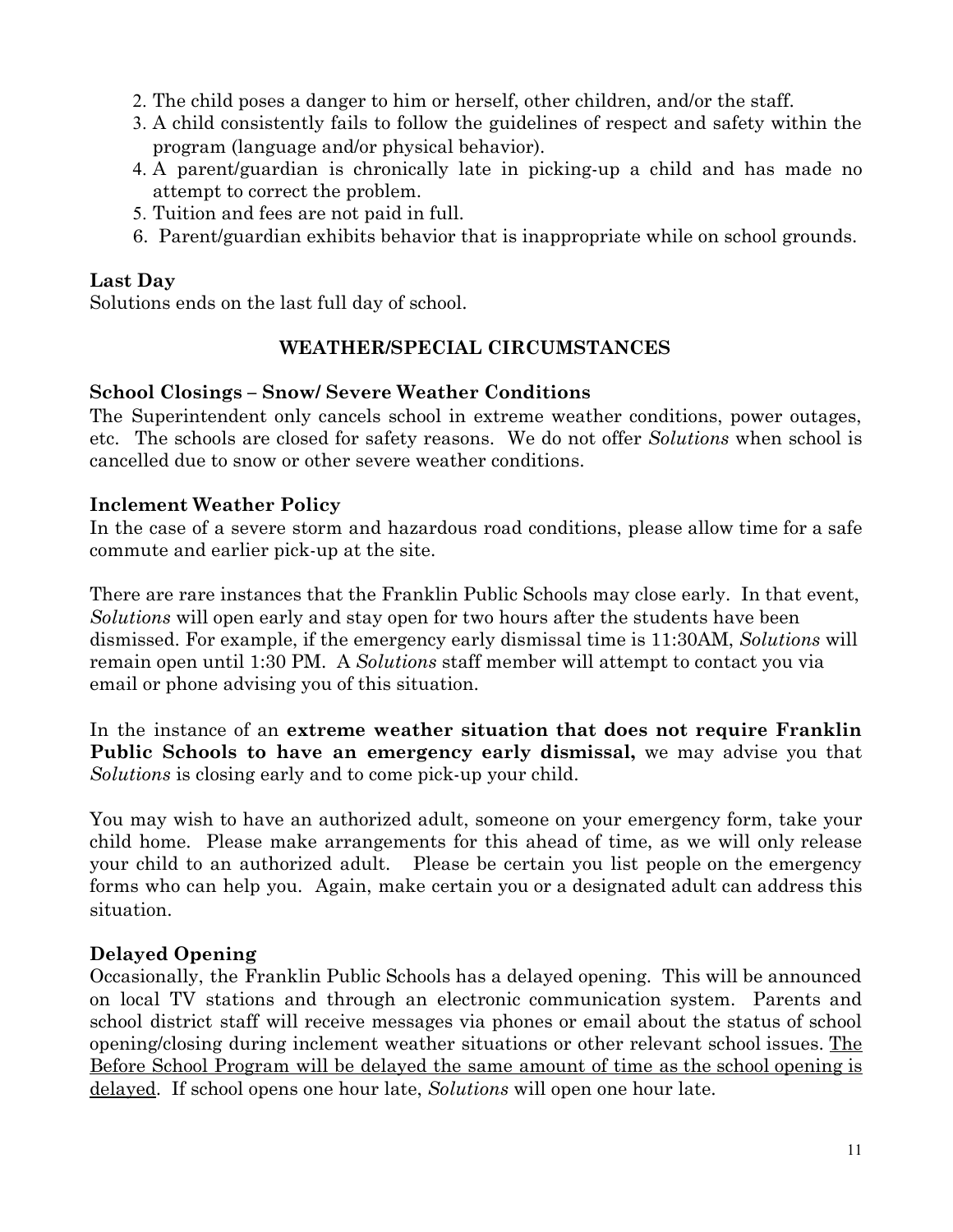2. The child poses a danger to him or herself, other children, and/or the staff.
3. A child consistently fails to follow the guidelines of respect and safety within the program (language and/or physical behavior).
4. A parent/guardian is chronically late in picking-up a child and has made no attempt to correct the problem.
5. Tuition and fees are not paid in full.
6. Parent/guardian exhibits behavior that is inappropriate while on school grounds.

**Last Day**

Solutions ends on the last full day of school.

## WEATHER/SPECIAL CIRCUMSTANCES

**School Closings – Snow/ Severe Weather Conditions**

The Superintendent only cancels school in extreme weather conditions, power outages, etc. The schools are closed for safety reasons. We do not offer *Solutions* when school is cancelled due to snow or other severe weather conditions.

**Inclement Weather Policy**

In the case of a severe storm and hazardous road conditions, please allow time for a safe commute and earlier pick-up at the site.

There are rare instances that the Franklin Public Schools may close early. In that event, *Solutions* will open early and stay open for two hours after the students have been dismissed. For example, if the emergency early dismissal time is 11:30AM, *Solutions* will remain open until 1:30 PM. A *Solutions* staff member will attempt to contact you via email or phone advising you of this situation.

In the instance of an **extreme weather situation that does not require Franklin Public Schools to have an emergency early dismissal,** we may advise you that *Solutions* is closing early and to come pick-up your child.

You may wish to have an authorized adult, someone on your emergency form, take your child home. Please make arrangements for this ahead of time, as we will only release your child to an authorized adult. Please be certain you list people on the emergency forms who can help you. Again, make certain you or a designated adult can address this situation.

**Delayed Opening**

Occasionally, the Franklin Public Schools has a delayed opening. This will be announced on local TV stations and through an electronic communication system. Parents and school district staff will receive messages via phones or email about the status of school opening/closing during inclement weather situations or other relevant school issues. <u>The Before School Program will be delayed the same amount of time as the school opening is delayed</u>. If school opens one hour late, *Solutions* will open one hour late.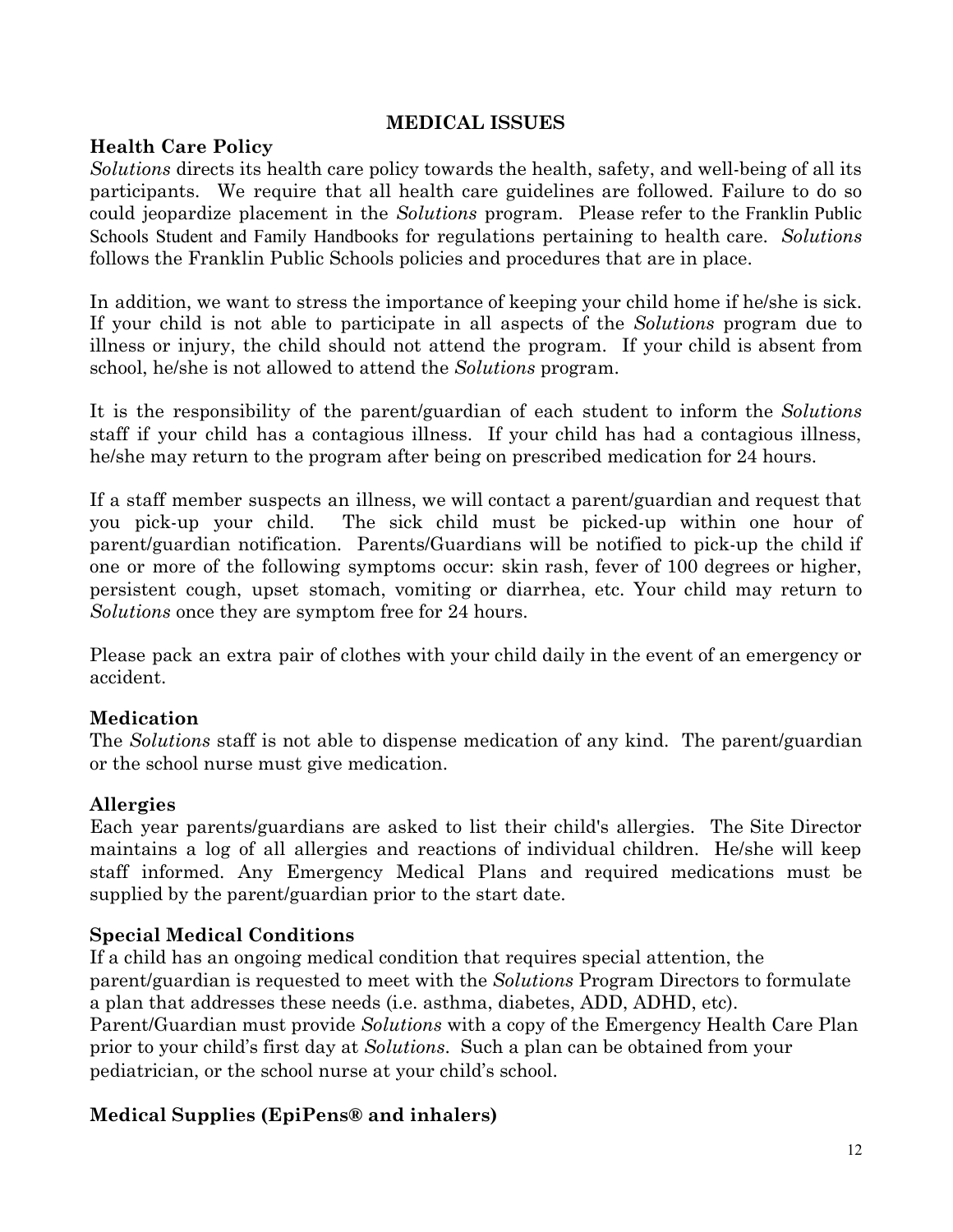## MEDICAL ISSUES

### Health Care Policy

*Solutions* directs its health care policy towards the health, safety, and well-being of all its participants. We require that all health care guidelines are followed. Failure to do so could jeopardize placement in the *Solutions* program. Please refer to the Franklin Public Schools Student and Family Handbooks for regulations pertaining to health care. *Solutions* follows the Franklin Public Schools policies and procedures that are in place.

In addition, we want to stress the importance of keeping your child home if he/she is sick. If your child is not able to participate in all aspects of the *Solutions* program due to illness or injury, the child should not attend the program. If your child is absent from school, he/she is not allowed to attend the *Solutions* program.

It is the responsibility of the parent/guardian of each student to inform the *Solutions* staff if your child has a contagious illness. If your child has had a contagious illness, he/she may return to the program after being on prescribed medication for 24 hours.

If a staff member suspects an illness, we will contact a parent/guardian and request that you pick-up your child. The sick child must be picked-up within one hour of parent/guardian notification. Parents/Guardians will be notified to pick-up the child if one or more of the following symptoms occur: skin rash, fever of 100 degrees or higher, persistent cough, upset stomach, vomiting or diarrhea, etc. Your child may return to *Solutions* once they are symptom free for 24 hours.

Please pack an extra pair of clothes with your child daily in the event of an emergency or accident.

### Medication

The *Solutions* staff is not able to dispense medication of any kind. The parent/guardian or the school nurse must give medication.

### Allergies

Each year parents/guardians are asked to list their child's allergies. The Site Director maintains a log of all allergies and reactions of individual children. He/she will keep staff informed. Any Emergency Medical Plans and required medications must be supplied by the parent/guardian prior to the start date.

### Special Medical Conditions

If a child has an ongoing medical condition that requires special attention, the parent/guardian is requested to meet with the *Solutions* Program Directors to formulate a plan that addresses these needs (i.e. asthma, diabetes, ADD, ADHD, etc). Parent/Guardian must provide *Solutions* with a copy of the Emergency Health Care Plan prior to your child's first day at *Solutions*. Such a plan can be obtained from your pediatrician, or the school nurse at your child's school.

### Medical Supplies (EpiPens® and inhalers)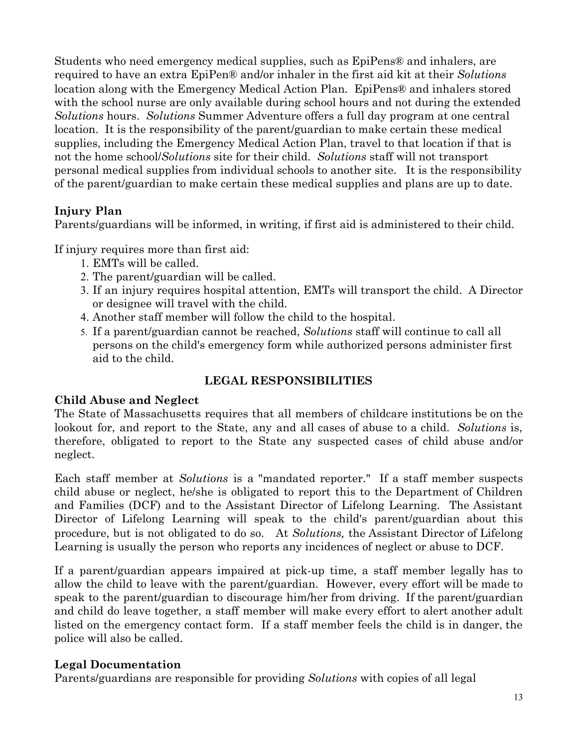Students who need emergency medical supplies, such as EpiPens® and inhalers, are required to have an extra EpiPen® and/or inhaler in the first aid kit at their *Solutions* location along with the Emergency Medical Action Plan. EpiPens® and inhalers stored with the school nurse are only available during school hours and not during the extended *Solutions* hours. *Solutions* Summer Adventure offers a full day program at one central location. It is the responsibility of the parent/guardian to make certain these medical supplies, including the Emergency Medical Action Plan, travel to that location if that is not the home school/*Solutions* site for their child. *Solutions* staff will not transport personal medical supplies from individual schools to another site. It is the responsibility of the parent/guardian to make certain these medical supplies and plans are up to date.

### Injury Plan

Parents/guardians will be informed, in writing, if first aid is administered to their child.

If injury requires more than first aid:

1. EMTs will be called.
2. The parent/guardian will be called.
3. If an injury requires hospital attention, EMTs will transport the child. A Director or designee will travel with the child.
4. Another staff member will follow the child to the hospital.
5. If a parent/guardian cannot be reached, *Solutions* staff will continue to call all persons on the child's emergency form while authorized persons administer first aid to the child.

## LEGAL RESPONSIBILITIES

### Child Abuse and Neglect

The State of Massachusetts requires that all members of childcare institutions be on the lookout for, and report to the State, any and all cases of abuse to a child. *Solutions* is, therefore, obligated to report to the State any suspected cases of child abuse and/or neglect.

Each staff member at *Solutions* is a "mandated reporter." If a staff member suspects child abuse or neglect, he/she is obligated to report this to the Department of Children and Families (DCF) and to the Assistant Director of Lifelong Learning. The Assistant Director of Lifelong Learning will speak to the child's parent/guardian about this procedure, but is not obligated to do so. At *Solutions,* the Assistant Director of Lifelong Learning is usually the person who reports any incidences of neglect or abuse to DCF.

If a parent/guardian appears impaired at pick-up time, a staff member legally has to allow the child to leave with the parent/guardian. However, every effort will be made to speak to the parent/guardian to discourage him/her from driving. If the parent/guardian and child do leave together, a staff member will make every effort to alert another adult listed on the emergency contact form. If a staff member feels the child is in danger, the police will also be called.

### Legal Documentation

Parents/guardians are responsible for providing *Solutions* with copies of all legal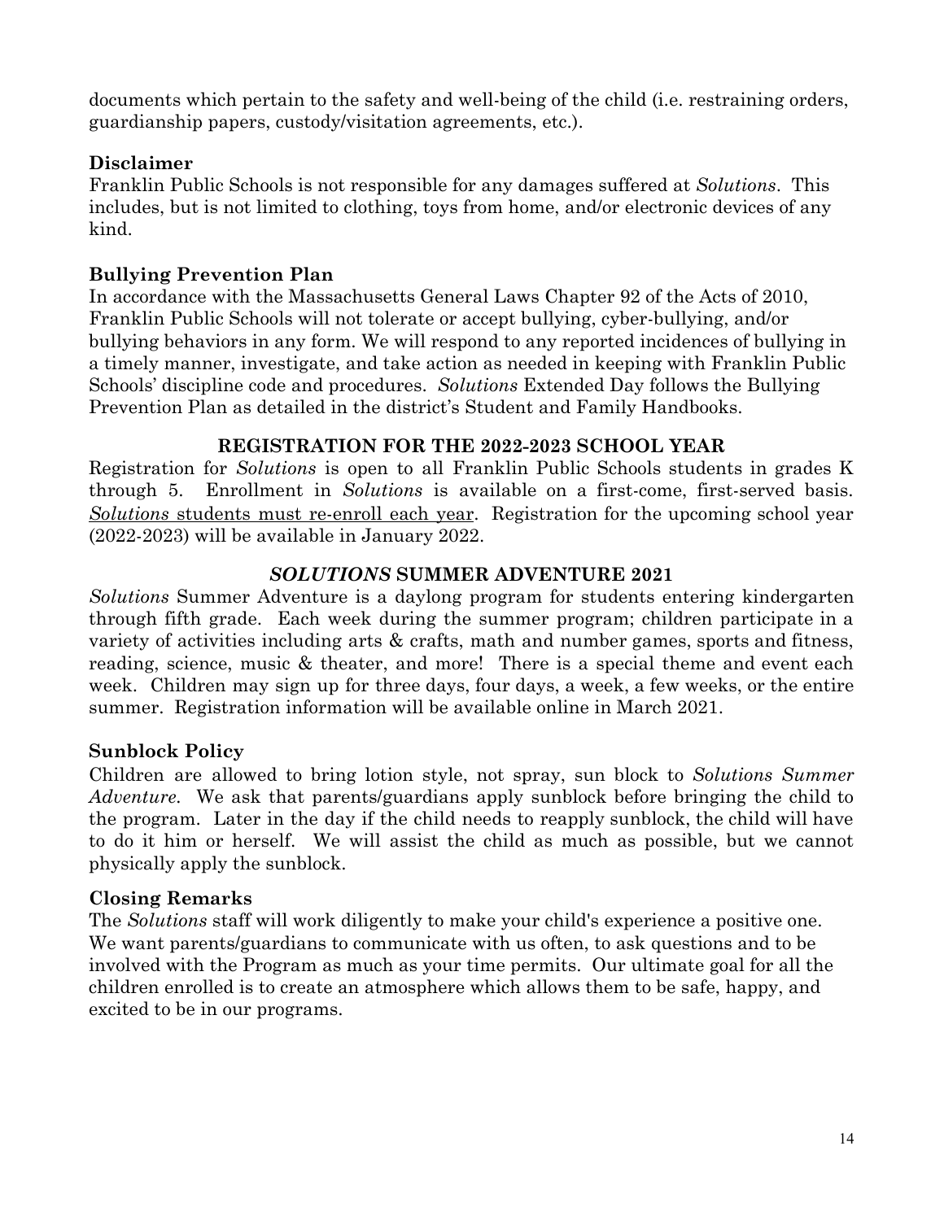documents which pertain to the safety and well-being of the child (i.e. restraining orders, guardianship papers, custody/visitation agreements, etc.).

### Disclaimer

Franklin Public Schools is not responsible for any damages suffered at *Solutions*. This includes, but is not limited to clothing, toys from home, and/or electronic devices of any kind.

### Bullying Prevention Plan

In accordance with the Massachusetts General Laws Chapter 92 of the Acts of 2010, Franklin Public Schools will not tolerate or accept bullying, cyber-bullying, and/or bullying behaviors in any form. We will respond to any reported incidences of bullying in a timely manner, investigate, and take action as needed in keeping with Franklin Public Schools' discipline code and procedures. *Solutions* Extended Day follows the Bullying Prevention Plan as detailed in the district's Student and Family Handbooks.

## REGISTRATION FOR THE 2022-2023 SCHOOL YEAR

Registration for *Solutions* is open to all Franklin Public Schools students in grades K through 5. Enrollment in *Solutions* is available on a first-come, first-served basis. *Solutions* students must re-enroll each year. Registration for the upcoming school year (2022-2023) will be available in January 2022.

## *SOLUTIONS* SUMMER ADVENTURE 2021

*Solutions* Summer Adventure is a daylong program for students entering kindergarten through fifth grade. Each week during the summer program; children participate in a variety of activities including arts & crafts, math and number games, sports and fitness, reading, science, music & theater, and more! There is a special theme and event each week. Children may sign up for three days, four days, a week, a few weeks, or the entire summer. Registration information will be available online in March 2021.

### Sunblock Policy

Children are allowed to bring lotion style, not spray, sun block to *Solutions Summer Adventure.* We ask that parents/guardians apply sunblock before bringing the child to the program. Later in the day if the child needs to reapply sunblock, the child will have to do it him or herself. We will assist the child as much as possible, but we cannot physically apply the sunblock.

### Closing Remarks

The *Solutions* staff will work diligently to make your child's experience a positive one. We want parents/guardians to communicate with us often, to ask questions and to be involved with the Program as much as your time permits. Our ultimate goal for all the children enrolled is to create an atmosphere which allows them to be safe, happy, and excited to be in our programs.